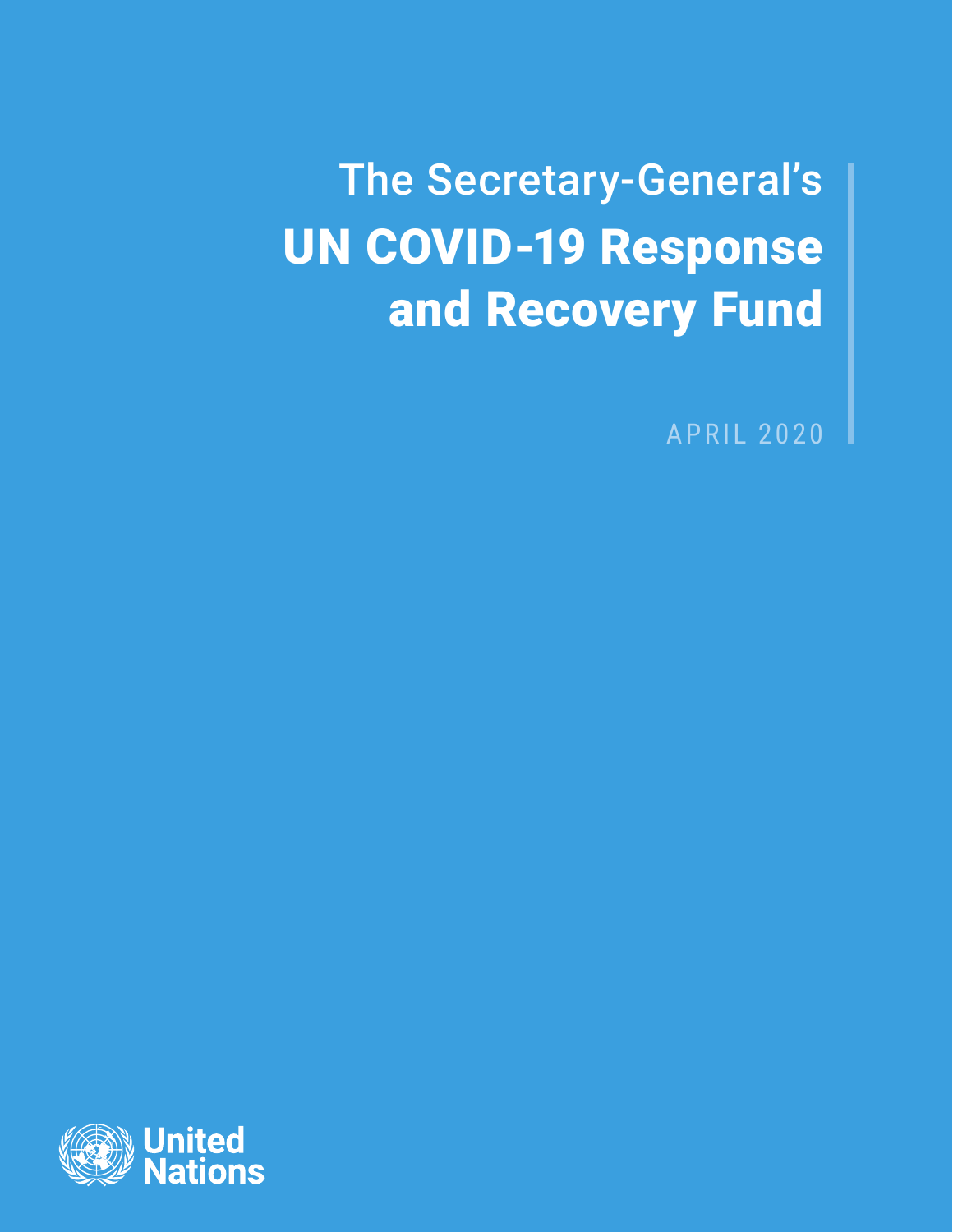The Secretary-General's

# UN COVID-19 Response and Recovery Fund

APRIL 2020

United Nations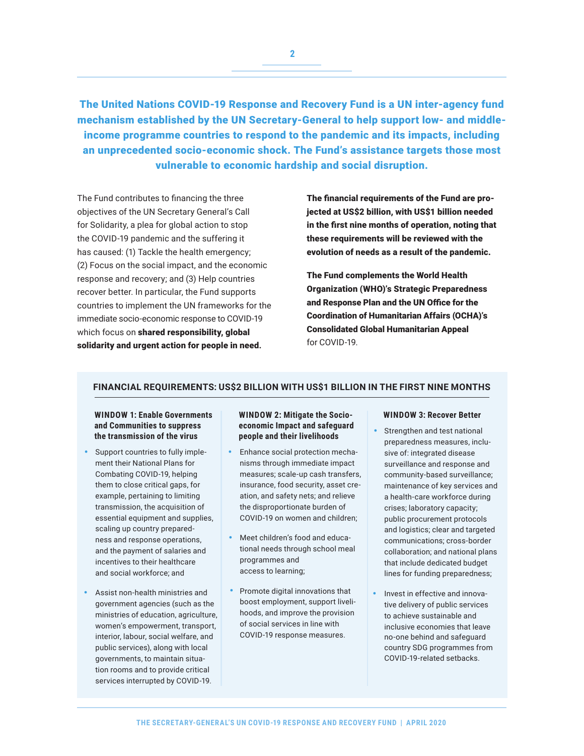**The United Nations COVID-19 Response and Recovery Fund is a UN inter-agency fund mechanism established by the UN Secretary-General to help support low- and middle-income programme countries to respond to the pandemic and its impacts, including an unprecedented socio-economic shock. The Fund's assistance targets those most vulnerable to economic hardship and social disruption.**

The Fund contributes to financing the three objectives of the UN Secretary General's Call for Solidarity, a plea for global action to stop the COVID-19 pandemic and the suffering it has caused: (1) Tackle the health emergency; (2) Focus on the social impact, and the economic response and recovery; and (3) Help countries recover better. In particular, the Fund supports countries to implement the UN frameworks for the immediate socio-economic response to COVID-19 which focus on **shared responsibility, global solidarity and urgent action for people in need.**

**The financial requirements of the Fund are projected at US$2 billion, with US$1 billion needed in the first nine months of operation, noting that these requirements will be reviewed with the evolution of needs as a result of the pandemic.**

**The Fund complements the World Health Organization (WHO)'s Strategic Preparedness and Response Plan and the UN Office for the Coordination of Humanitarian Affairs (OCHA)'s Consolidated Global Humanitarian Appeal** for COVID-19.

## FINANCIAL REQUIREMENTS: US$2 BILLION WITH US$1 BILLION IN THE FIRST NINE MONTHS

### WINDOW 1: Enable Governments and Communities to suppress the transmission of the virus

- Support countries to fully implement their National Plans for Combating COVID-19, helping them to close critical gaps, for example, pertaining to limiting transmission, the acquisition of essential equipment and supplies, scaling up country preparedness and response operations, and the payment of salaries and incentives to their healthcare and social workforce; and
- Assist non-health ministries and government agencies (such as the ministries of education, agriculture, women's empowerment, transport, interior, labour, social welfare, and public services), along with local governments, to maintain situation rooms and to provide critical services interrupted by COVID-19.

### WINDOW 2: Mitigate the Socio-economic Impact and safeguard people and their livelihoods

- Enhance social protection mechanisms through immediate impact measures; scale-up cash transfers, insurance, food security, asset creation, and safety nets; and relieve the disproportionate burden of COVID-19 on women and children;
- Meet children's food and educational needs through school meal programmes and access to learning;
- Promote digital innovations that boost employment, support livelihoods, and improve the provision of social services in line with COVID-19 response measures.

### WINDOW 3: Recover Better

- Strengthen and test national preparedness measures, inclusive of: integrated disease surveillance and response and community-based surveillance; maintenance of key services and a health-care workforce during crises; laboratory capacity; public procurement protocols and logistics; clear and targeted communications; cross-border collaboration; and national plans that include dedicated budget lines for funding preparedness;
- Invest in effective and innovative delivery of public services to achieve sustainable and inclusive economies that leave no-one behind and safeguard country SDG programmes from COVID-19-related setbacks.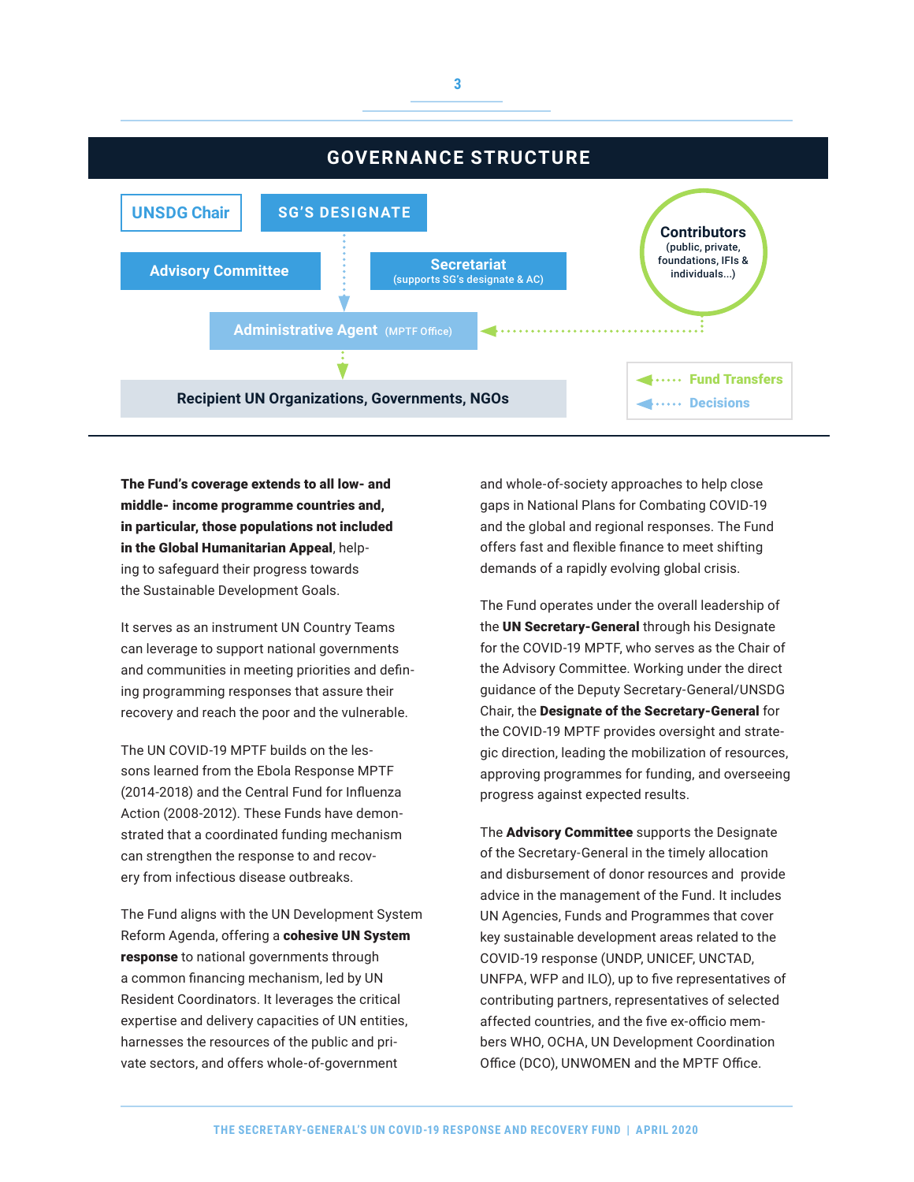## GOVERNANCE STRUCTURE

UNSDG Chair

SG'S DESIGNATE

Advisory Committee

Secretariat (supports SG's designate & AC)

Contributors (public, private, foundations, IFIs & individuals...)

Administrative Agent (MPTF Office)

Recipient UN Organizations, Governments, NGOs

Fund Transfers

Decisions

**The Fund's coverage extends to all low- and middle- income programme countries and, in particular, those populations not included in the Global Humanitarian Appeal**, helping to safeguard their progress towards the Sustainable Development Goals.

It serves as an instrument UN Country Teams can leverage to support national governments and communities in meeting priorities and defining programming responses that assure their recovery and reach the poor and the vulnerable.

The UN COVID-19 MPTF builds on the lessons learned from the Ebola Response MPTF (2014-2018) and the Central Fund for Influenza Action (2008-2012). These Funds have demonstrated that a coordinated funding mechanism can strengthen the response to and recovery from infectious disease outbreaks.

The Fund aligns with the UN Development System Reform Agenda, offering a **cohesive UN System response** to national governments through a common financing mechanism, led by UN Resident Coordinators. It leverages the critical expertise and delivery capacities of UN entities, harnesses the resources of the public and private sectors, and offers whole-of-government and whole-of-society approaches to help close gaps in National Plans for Combating COVID-19 and the global and regional responses. The Fund offers fast and flexible finance to meet shifting demands of a rapidly evolving global crisis.

The Fund operates under the overall leadership of the **UN Secretary-General** through his Designate for the COVID-19 MPTF, who serves as the Chair of the Advisory Committee. Working under the direct guidance of the Deputy Secretary-General/UNSDG Chair, the **Designate of the Secretary-General** for the COVID-19 MPTF provides oversight and strategic direction, leading the mobilization of resources, approving programmes for funding, and overseeing progress against expected results.

The **Advisory Committee** supports the Designate of the Secretary-General in the timely allocation and disbursement of donor resources and provide advice in the management of the Fund. It includes UN Agencies, Funds and Programmes that cover key sustainable development areas related to the COVID-19 response (UNDP, UNICEF, UNCTAD, UNFPA, WFP and ILO), up to five representatives of contributing partners, representatives of selected affected countries, and the five ex-officio members WHO, OCHA, UN Development Coordination Office (DCO), UNWOMEN and the MPTF Office.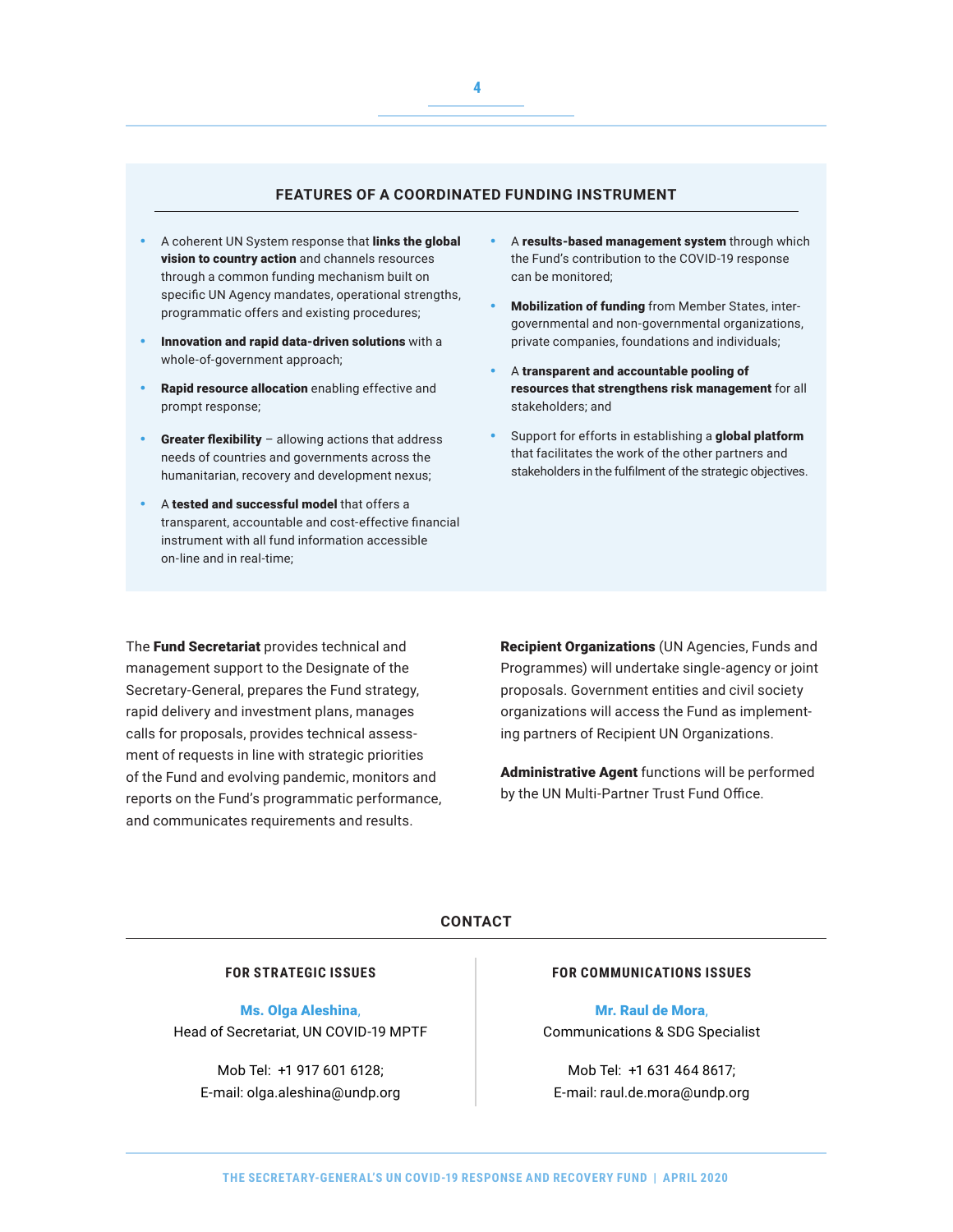## FEATURES OF A COORDINATED FUNDING INSTRUMENT

- A coherent UN System response that **links the global vision to country action** and channels resources through a common funding mechanism built on specific UN Agency mandates, operational strengths, programmatic offers and existing procedures;
- **Innovation and rapid data-driven solutions** with a whole-of-government approach;
- **Rapid resource allocation** enabling effective and prompt response;
- **Greater flexibility** – allowing actions that address needs of countries and governments across the humanitarian, recovery and development nexus;
- A **tested and successful model** that offers a transparent, accountable and cost-effective financial instrument with all fund information accessible on-line and in real-time;
- A **results-based management system** through which the Fund's contribution to the COVID-19 response can be monitored;
- **Mobilization of funding** from Member States, inter-governmental and non-governmental organizations, private companies, foundations and individuals;
- A **transparent and accountable pooling of resources that strengthens risk management** for all stakeholders; and
- Support for efforts in establishing a **global platform** that facilitates the work of the other partners and stakeholders in the fulfilment of the strategic objectives.

The **Fund Secretariat** provides technical and management support to the Designate of the Secretary-General, prepares the Fund strategy, rapid delivery and investment plans, manages calls for proposals, provides technical assessment of requests in line with strategic priorities of the Fund and evolving pandemic, monitors and reports on the Fund's programmatic performance, and communicates requirements and results.

**Recipient Organizations** (UN Agencies, Funds and Programmes) will undertake single-agency or joint proposals. Government entities and civil society organizations will access the Fund as implementing partners of Recipient UN Organizations.

**Administrative Agent** functions will be performed by the UN Multi-Partner Trust Fund Office.

## CONTACT

### FOR STRATEGIC ISSUES

**Ms. Olga Aleshina,**
Head of Secretariat, UN COVID-19 MPTF

Mob Tel: +1 917 601 6128;
E-mail: olga.aleshina@undp.org

### FOR COMMUNICATIONS ISSUES

**Mr. Raul de Mora,**
Communications & SDG Specialist

Mob Tel: +1 631 464 8617;
E-mail: raul.de.mora@undp.org